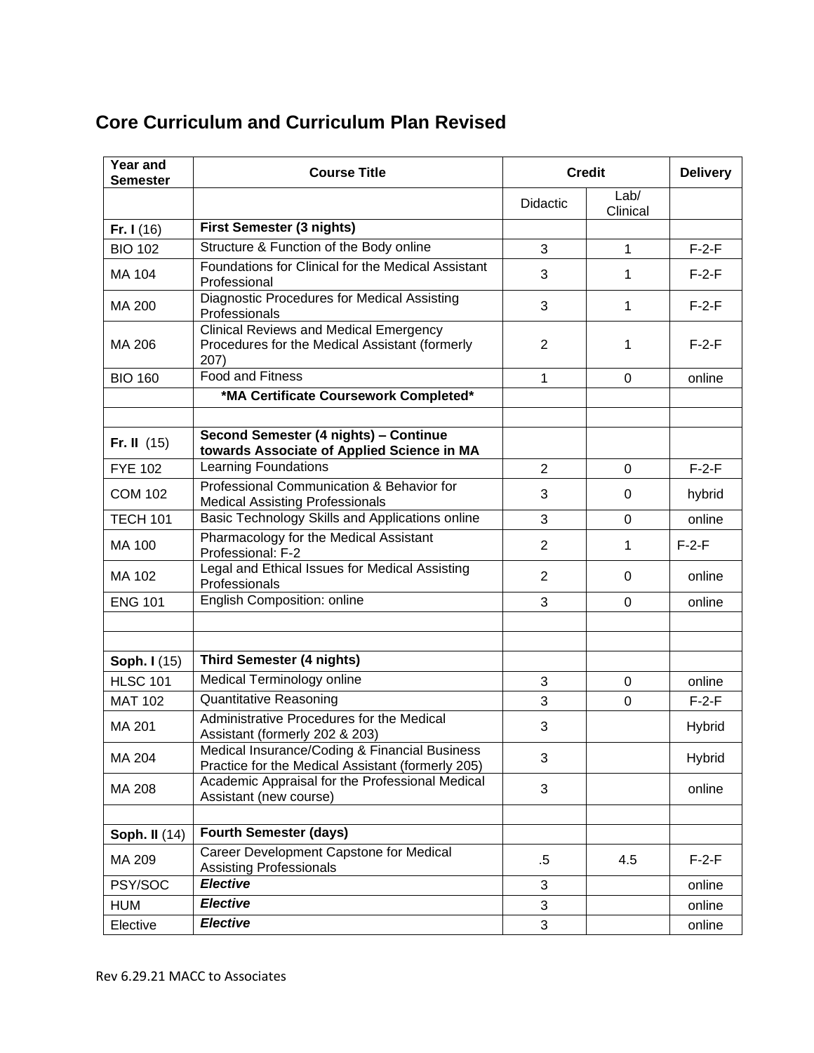# Core Curriculum and Curriculum Plan Revised

| Year and Semester | Course Title | Credit | | Delivery |
|---|---|---|---|---|
| | | Didactic | Lab/ Clinical | |
| **Fr. I** (16) | **First Semester (3 nights)** | | | |
| BIO 102 | Structure & Function of the Body online | 3 | 1 | F-2-F |
| MA 104 | Foundations for Clinical for the Medical Assistant Professional | 3 | 1 | F-2-F |
| MA 200 | Diagnostic Procedures for Medical Assisting Professionals | 3 | 1 | F-2-F |
| MA 206 | Clinical Reviews and Medical Emergency Procedures for the Medical Assistant (formerly 207) | 2 | 1 | F-2-F |
| BIO 160 | Food and Fitness | 1 | 0 | online |
| | ***MA Certificate Coursework Completed*** | | | |
| | | | | |
| **Fr. II** (15) | **Second Semester (4 nights) – Continue towards Associate of Applied Science in MA** | | | |
| FYE 102 | Learning Foundations | 2 | 0 | F-2-F |
| COM 102 | Professional Communication & Behavior for Medical Assisting Professionals | 3 | 0 | hybrid |
| TECH 101 | Basic Technology Skills and Applications online | 3 | 0 | online |
| MA 100 | Pharmacology for the Medical Assistant Professional: F-2 | 2 | 1 | F-2-F |
| MA 102 | Legal and Ethical Issues for Medical Assisting Professionals | 2 | 0 | online |
| ENG 101 | English Composition: online | 3 | 0 | online |
| | | | | |
| | | | | |
| **Soph. I** (15) | **Third Semester (4 nights)** | | | |
| HLSC 101 | Medical Terminology online | 3 | 0 | online |
| MAT 102 | Quantitative Reasoning | 3 | 0 | F-2-F |
| MA 201 | Administrative Procedures for the Medical Assistant (formerly 202 & 203) | 3 | | Hybrid |
| MA 204 | Medical Insurance/Coding & Financial Business Practice for the Medical Assistant (formerly 205) | 3 | | Hybrid |
| MA 208 | Academic Appraisal for the Professional Medical Assistant (new course) | 3 | | online |
| | | | | |
| **Soph. II** (14) | **Fourth Semester (days)** | | | |
| MA 209 | Career Development Capstone for Medical Assisting Professionals | .5 | 4.5 | F-2-F |
| PSY/SOC | ***Elective*** | 3 | | online |
| HUM | ***Elective*** | 3 | | online |
| Elective | ***Elective*** | 3 | | online |

Rev 6.29.21 MACC to Associates